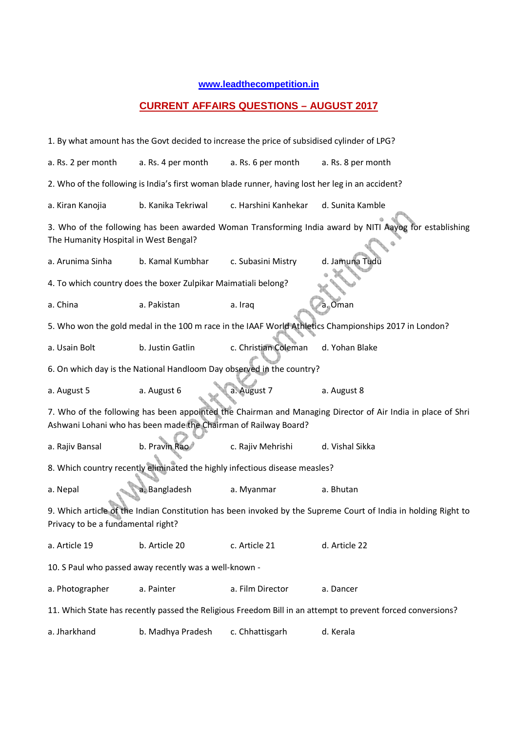www.leadthecompetition.in

## CURRENT AFFAIRS QUESTIONS – AUGUST 2017

1. By what amount has the Govt decided to increase the price of subsidised cylinder of LPG?

a. Rs. 2 per month a. Rs. 4 per month a. Rs. 6 per month a. Rs. 8 per month

2. Who of the following is India's first woman blade runner, having lost her leg in an accident?

a. Kiran Kanojia b. Kanika Tekriwal c. Harshini Kanhekar d. Sunita Kamble

3. Who of the following has been awarded Woman Transforming India award by NITI Aayog for establishing The Humanity Hospital in West Bengal?

a. Arunima Sinha b. Kamal Kumbhar c. Subasini Mistry d. Jamuna Tudu

4. To which country does the boxer Zulpikar Maimatiali belong?

a. China a. Pakistan a. Iraq a. Oman

5. Who won the gold medal in the 100 m race in the IAAF World Athletics Championships 2017 in London?

a. Usain Bolt b. Justin Gatlin c. Christian Coleman d. Yohan Blake

6. On which day is the National Handloom Day observed in the country?

a. August 5 a. August 6 a. August 7 a. August 8

7. Who of the following has been appointed the Chairman and Managing Director of Air India in place of Shri Ashwani Lohani who has been made the Chairman of Railway Board?

a. Rajiv Bansal b. Pravin Rao c. Rajiv Mehrishi d. Vishal Sikka

8. Which country recently eliminated the highly infectious disease measles?

a. Nepal a. Bangladesh a. Myanmar a. Bhutan

9. Which article of the Indian Constitution has been invoked by the Supreme Court of India in holding Right to Privacy to be a fundamental right?

a. Article 19 b. Article 20 c. Article 21 d. Article 22

10. S Paul who passed away recently was a well-known -

a. Photographer a. Painter a. Film Director a. Dancer

11. Which State has recently passed the Religious Freedom Bill in an attempt to prevent forced conversions?

a. Jharkhand b. Madhya Pradesh c. Chhattisgarh d. Kerala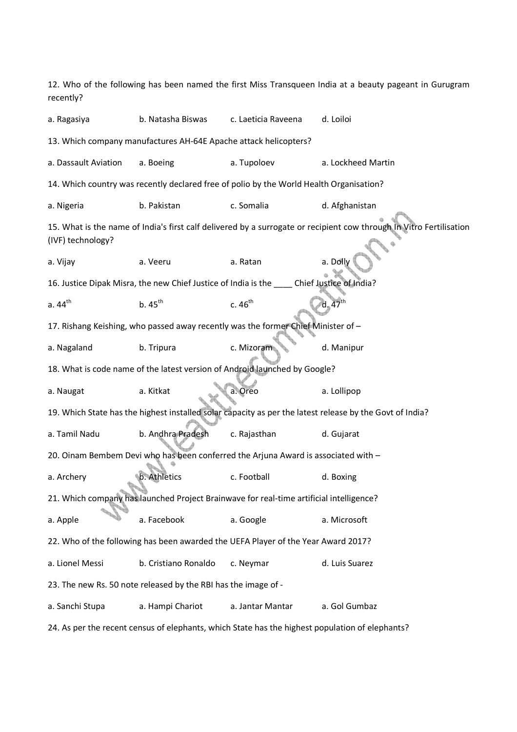12. Who of the following has been named the first Miss Transqueen India at a beauty pageant in Gurugram recently?

a. Ragasiya b. Natasha Biswas c. Laeticia Raveena d. Loiloi

13. Which company manufactures AH-64E Apache attack helicopters?

a. Dassault Aviation a. Boeing a. Tupoloev a. Lockheed Martin

14. Which country was recently declared free of polio by the World Health Organisation?

a. Nigeria b. Pakistan c. Somalia d. Afghanistan

15. What is the name of India's first calf delivered by a surrogate or recipient cow through In Vitro Fertilisation (IVF) technology?

a. Vijay a. Veeru a. Ratan a. Dolly

16. Justice Dipak Misra, the new Chief Justice of India is the ____ Chief Justice of India?

a. 44th b. 45th c. 46th d. 47th

17. Rishang Keishing, who passed away recently was the former Chief Minister of –

a. Nagaland b. Tripura c. Mizoram d. Manipur

18. What is code name of the latest version of Android launched by Google?

a. Naugat a. Kitkat a. Oreo a. Lollipop

19. Which State has the highest installed solar capacity as per the latest release by the Govt of India?

a. Tamil Nadu b. Andhra Pradesh c. Rajasthan d. Gujarat

20. Oinam Bembem Devi who has been conferred the Arjuna Award is associated with –

a. Archery b. Athletics c. Football d. Boxing

21. Which company has launched Project Brainwave for real-time artificial intelligence?

a. Apple a. Facebook a. Google a. Microsoft

22. Who of the following has been awarded the UEFA Player of the Year Award 2017?

a. Lionel Messi b. Cristiano Ronaldo c. Neymar d. Luis Suarez

23. The new Rs. 50 note released by the RBI has the image of -

a. Sanchi Stupa a. Hampi Chariot a. Jantar Mantar a. Gol Gumbaz

24. As per the recent census of elephants, which State has the highest population of elephants?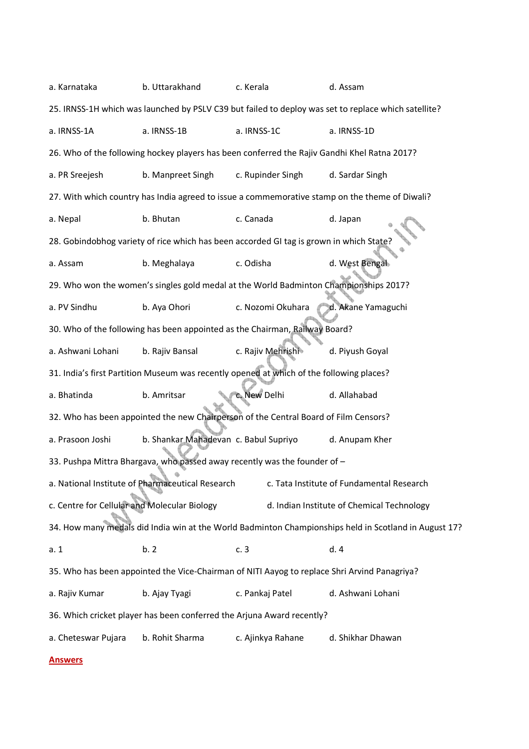a. Karnataka b. Uttarakhand c. Kerala d. Assam

25. IRNSS-1H which was launched by PSLV C39 but failed to deploy was set to replace which satellite?

a. IRNSS-1A a. IRNSS-1B a. IRNSS-1C a. IRNSS-1D

26. Who of the following hockey players has been conferred the Rajiv Gandhi Khel Ratna 2017?

a. PR Sreejesh b. Manpreet Singh c. Rupinder Singh d. Sardar Singh

27. With which country has India agreed to issue a commemorative stamp on the theme of Diwali?

a. Nepal b. Bhutan c. Canada d. Japan

28. Gobindobhog variety of rice which has been accorded GI tag is grown in which State?

a. Assam b. Meghalaya c. Odisha d. West Bengal

29. Who won the women's singles gold medal at the World Badminton Championships 2017?

a. PV Sindhu b. Aya Ohori c. Nozomi Okuhara d. Akane Yamaguchi

30. Who of the following has been appointed as the Chairman, Railway Board?

a. Ashwani Lohani b. Rajiv Bansal c. Rajiv Mehrishi d. Piyush Goyal

31. India's first Partition Museum was recently opened at which of the following places?

a. Bhatinda b. Amritsar c. New Delhi d. Allahabad

32. Who has been appointed the new Chairperson of the Central Board of Film Censors?

a. Prasoon Joshi b. Shankar Mahadevan c. Babul Supriyo d. Anupam Kher

33. Pushpa Mittra Bhargava, who passed away recently was the founder of –

a. National Institute of Pharmaceutical Research c. Tata Institute of Fundamental Research

c. Centre for Cellular and Molecular Biology d. Indian Institute of Chemical Technology

34. How many medals did India win at the World Badminton Championships held in Scotland in August 17?

a. 1 b. 2 c. 3 d. 4

35. Who has been appointed the Vice-Chairman of NITI Aayog to replace Shri Arvind Panagriya?

a. Rajiv Kumar b. Ajay Tyagi c. Pankaj Patel d. Ashwani Lohani

36. Which cricket player has been conferred the Arjuna Award recently?

a. Cheteswar Pujara b. Rohit Sharma c. Ajinkya Rahane d. Shikhar Dhawan

**Answers**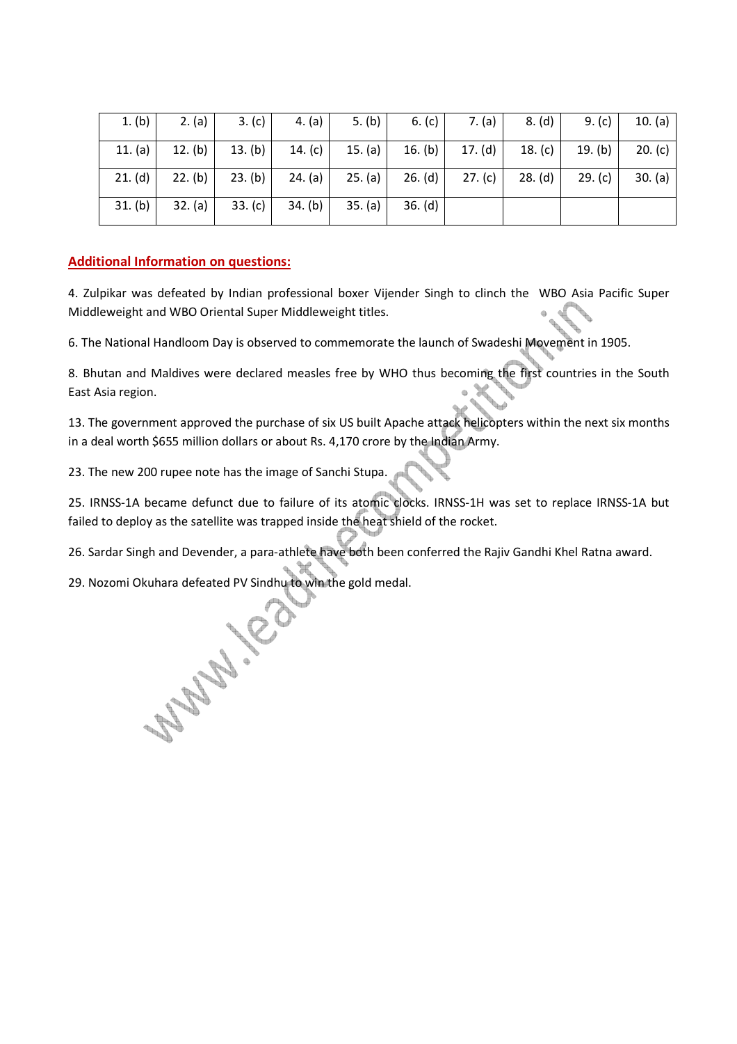| | | | | | | | | | |
|---|---|---|---|---|---|---|---|---|---|
| 1. (b) | 2. (a) | 3. (c) | 4. (a) | 5. (b) | 6. (c) | 7. (a) | 8. (d) | 9. (c) | 10. (a) |
| 11. (a) | 12. (b) | 13. (b) | 14. (c) | 15. (a) | 16. (b) | 17. (d) | 18. (c) | 19. (b) | 20. (c) |
| 21. (d) | 22. (b) | 23. (b) | 24. (a) | 25. (a) | 26. (d) | 27. (c) | 28. (d) | 29. (c) | 30. (a) |
| 31. (b) | 32. (a) | 33. (c) | 34. (b) | 35. (a) | 36. (d) | | | | |

## Additional Information on questions:

4. Zulpikar was defeated by Indian professional boxer Vijender Singh to clinch the WBO Asia Pacific Super Middleweight and WBO Oriental Super Middleweight titles.

6. The National Handloom Day is observed to commemorate the launch of Swadeshi Movement in 1905.

8. Bhutan and Maldives were declared measles free by WHO thus becoming the first countries in the South East Asia region.

13. The government approved the purchase of six US built Apache attack helicopters within the next six months in a deal worth $655 million dollars or about Rs. 4,170 crore by the Indian Army.

23. The new 200 rupee note has the image of Sanchi Stupa.

25. IRNSS-1A became defunct due to failure of its atomic clocks. IRNSS-1H was set to replace IRNSS-1A but failed to deploy as the satellite was trapped inside the heat shield of the rocket.

26. Sardar Singh and Devender, a para-athlete have both been conferred the Rajiv Gandhi Khel Ratna award.

29. Nozomi Okuhara defeated PV Sindhu to win the gold medal.